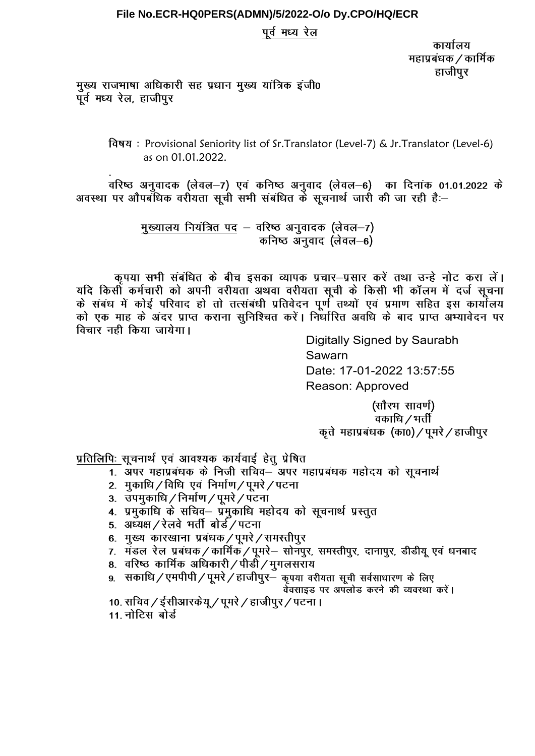**File No.ECR-HQ0PERS(ADMN)/5/2022-O/o Dy.CPO/HQ/ECR**

<u>पूर्व मध्य रेल</u>

कार्यालय
महाप्रबंधक / कार्मिक
हाजीपुर

मुख्य राजभाषा अधिकारी सह प्रधान मुख्य यांत्रिक इंजी0
पूर्व मध्य रेल, हाजीपुर

विषय : Provisional Seniority list of Sr.Translator (Level-7) & Jr.Translator (Level-6) as on 01.01.2022.

वरिष्ठ अनुवादक (लेवल–7) एवं कनिष्ठ अनुवाद (लेवल–6) का दिनांक 01.01.2022 के अवस्था पर औपबंधिक वरीयता सूची सभी संबंधित के सूचनार्थ जारी की जा रही है:–

<u>मुख्यालय नियंत्रित पद</u> – वरिष्ठ अनुवादक (लेवल–7)
कनिष्ठ अनुवाद (लेवल–6)

कृपया सभी संबंधित के बीच इसका व्यापक प्रचार–प्रसार करें तथा उन्हे नोट करा लें। यदि किसी कर्मचारी को अपनी वरीयता अथवा वरीयता सूची के किसी भी कॉलम में दर्ज सूचना के संबंध में कोई परिवाद हो तो तत्संबंधी प्रतिवेदन पूर्ण तथ्यों एवं प्रमाण सहित इस कार्यालय को एक माह के अंदर प्राप्त कराना सुनिश्चित करें। निर्धारित अवधि के बाद प्राप्त अभ्यावेदन पर विचार नही किया जायेगा।

Digitally Signed by Saurabh Sawarn
Date: 17-01-2022 13:57:55
Reason: Approved

(सौरभ सावर्ण)
वकाधि / भर्ती
कृते महाप्रबंधक (का0) / पूमरे / हाजीपुर

<u>प्रतिलिपिः</u> सूचनार्थ एवं आवश्यक कार्यवाई हेतु प्रेषित

1. अपर महाप्रबंधक के निजी सचिव– अपर महाप्रबंधक महोदय को सूचनार्थ
2. मुकाधि / विधि एवं निर्माण / पूमरे / पटना
3. उपमुकाधि / निर्माण / पूमरे / पटना
4. प्रमुकाधि के सचिव– प्रमुकाधि महोदय को सूचनार्थ प्रस्तुत
5. अध्यक्ष / रेलवे भर्ती बोर्ड / पटना
6. मुख्य कारखाना प्रबंधक / पूमरे / समस्तीपुर
7. मंडल रेल प्रबंधक / कार्मिक / पूमरे– सोनपुर, समस्तीपुर, दानापुर, डीडीयू एवं धनबाद
8. वरिष्ठ कार्मिक अधिकारी / पीडी / मुगलसराय
9. सकाधि / एमपीपी / पूमरे / हाजीपुर– कृपया वरीयता सूची सर्वसाधारण के लिए वेवसाइड पर अपलोड करने की व्यवस्था करें।
10. सचिव / ईसीआरकेयू / पूमरे / हाजीपुर / पटना।
11. नोटिस बोर्ड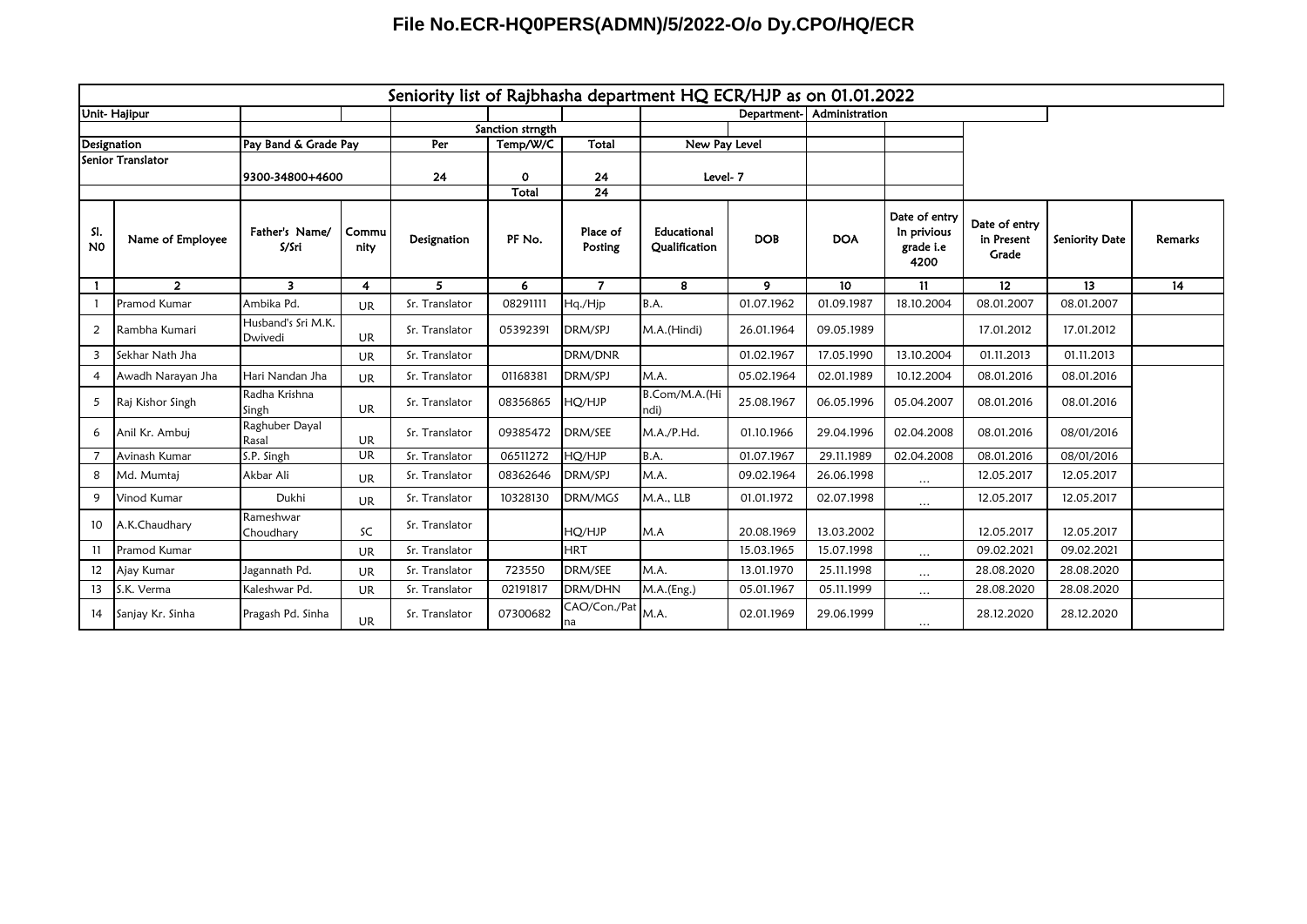**File No.ECR-HQ0PERS(ADMN)/5/2022-O/o Dy.CPO/HQ/ECR**

| Seniority list of Rajbhasha department HQ ECR/HJP as on 01.01.2022 | | | | | | | | | | | | | |
|---|---|---|---|---|---|---|---|---|---|---|---|---|---|
| Unit- Hajipur | | | | | | | | Department- | Administration | | | | |
| | | | | | Sanction strngth | | | | | | | | |
| Designation | | Pay Band & Grade Pay | | Per | Temp/W/C | Total | New Pay Level | | | | | | |
| Senior Translator | | 9300-34800+4600 | | 24 | 0 | 24 | Level- 7 | | | | | | |
| | | | | | Total | 24 | | | | | | | |
| Sl. NO | Name of Employee | Father's Name/ S/Sri | Community | Designation | PF No. | Place of Posting | Educational Qualification | DOB | DOA | Date of entry In privious grade i.e 4200 | Date of entry in Present Grade | Seniority Date | Remarks |
| 1 | 2 | 3 | 4 | 5 | 6 | 7 | 8 | 9 | 10 | 11 | 12 | 13 | 14 |
| 1 | Pramod Kumar | Ambika Pd. | UR | Sr. Translator | 08291111 | Hq./Hjp | B.A. | 01.07.1962 | 01.09.1987 | 18.10.2004 | 08.01.2007 | 08.01.2007 | |
| 2 | Rambha Kumari | Husband's Sri M.K. Dwivedi | UR | Sr. Translator | 05392391 | DRM/SPJ | M.A.(Hindi) | 26.01.1964 | 09.05.1989 | | 17.01.2012 | 17.01.2012 | |
| 3 | Sekhar Nath Jha | | UR | Sr. Translator | | DRM/DNR | | 01.02.1967 | 17.05.1990 | 13.10.2004 | 01.11.2013 | 01.11.2013 | |
| 4 | Awadh Narayan Jha | Hari Nandan Jha | UR | Sr. Translator | 01168381 | DRM/SPJ | M.A. | 05.02.1964 | 02.01.1989 | 10.12.2004 | 08.01.2016 | 08.01.2016 | |
| 5 | Raj Kishor Singh | Radha Krishna Singh | UR | Sr. Translator | 08356865 | HQ/HJP | B.Com/M.A.(Hindi) | 25.08.1967 | 06.05.1996 | 05.04.2007 | 08.01.2016 | 08.01.2016 | |
| 6 | Anil Kr. Ambuj | Raghuber Dayal Rasal | UR | Sr. Translator | 09385472 | DRM/SEE | M.A./P.Hd. | 01.10.1966 | 29.04.1996 | 02.04.2008 | 08.01.2016 | 08/01/2016 | |
| 7 | Avinash Kumar | S.P. Singh | UR | Sr. Translator | 06511272 | HQ/HJP | B.A. | 01.07.1967 | 29.11.1989 | 02.04.2008 | 08.01.2016 | 08/01/2016 | |
| 8 | Md. Mumtaj | Akbar Ali | UR | Sr. Translator | 08362646 | DRM/SPJ | M.A. | 09.02.1964 | 26.06.1998 | ... | 12.05.2017 | 12.05.2017 | |
| 9 | Vinod Kumar | Dukhi | UR | Sr. Translator | 10328130 | DRM/MGS | M.A., LLB | 01.01.1972 | 02.07.1998 | ... | 12.05.2017 | 12.05.2017 | |
| 10 | A.K.Chaudhary | Rameshwar Choudhary | SC | Sr. Translator | | HQ/HJP | M.A | 20.08.1969 | 13.03.2002 | | 12.05.2017 | 12.05.2017 | |
| 11 | Pramod Kumar | | UR | Sr. Translator | | HRT | | 15.03.1965 | 15.07.1998 | ... | 09.02.2021 | 09.02.2021 | |
| 12 | Ajay Kumar | Jagannath Pd. | UR | Sr. Translator | 723550 | DRM/SEE | M.A. | 13.01.1970 | 25.11.1998 | ... | 28.08.2020 | 28.08.2020 | |
| 13 | S.K. Verma | Kaleshwar Pd. | UR | Sr. Translator | 02191817 | DRM/DHN | M.A.(Eng.) | 05.01.1967 | 05.11.1999 | ... | 28.08.2020 | 28.08.2020 | |
| 14 | Sanjay Kr. Sinha | Pragash Pd. Sinha | UR | Sr. Translator | 07300682 | CAO/Con./Patna | M.A. | 02.01.1969 | 29.06.1999 | ... | 28.12.2020 | 28.12.2020 | |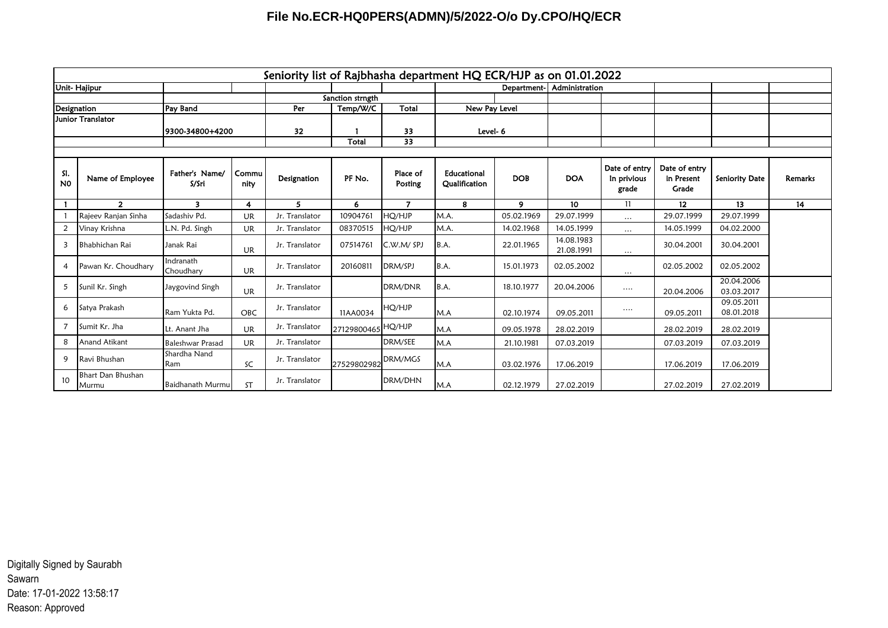File No.ECR-HQ0PERS(ADMN)/5/2022-O/o Dy.CPO/HQ/ECR

| Seniority list of Rajbhasha department HQ ECR/HJP as on 01.01.2022 | | | | | | | | | | | | | |
|---|---|---|---|---|---|---|---|---|---|---|---|---|---|
| Unit- Hajipur | | | | | | | | Department- | Administration | | | | |
| | | | | | Sanction strngth | | | | | | | | |
| Designation | | Pay Band | | Per | Temp/W/C | Total | New Pay Level | | | | | | |
| Junior Translator | | 9300-34800+4200 | | 32 | 1 | 33 | Level- 6 | | | | | | |
| | | | | | Total | 33 | | | | | | | |
| Sl. NO | Name of Employee | Father's Name/ S/Sri | Community | Designation | PF No. | Place of Posting | Educational Qualification | DOB | DOA | Date of entry In privious grade | Date of entry in Present Grade | Seniority Date | Remarks |
| 1 | 2 | 3 | 4 | 5 | 6 | 7 | 8 | 9 | 10 | 11 | 12 | 13 | 14 |
| 1 | Rajeev Ranjan Sinha | Sadashiv Pd. | UR | Jr. Translator | 10904761 | HQ/HJP | M.A. | 05.02.1969 | 29.07.1999 | ... | 29.07.1999 | 29.07.1999 | |
| 2 | Vinay Krishna | L.N. Pd. Singh | UR | Jr. Translator | 08370515 | HQ/HJP | M.A. | 14.02.1968 | 14.05.1999 | ... | 14.05.1999 | 04.02.2000 | |
| 3 | Bhabhichan Rai | Janak Rai | UR | Jr. Translator | 07514761 | C.W.M/ SPJ | B.A. | 22.01.1965 | 14.08.1983<br>21.08.1991 | ... | 30.04.2001 | 30.04.2001 | |
| 4 | Pawan Kr. Choudhary | Indranath Choudhary | UR | Jr. Translator | 20160811 | DRM/SPJ | B.A. | 15.01.1973 | 02.05.2002 | ... | 02.05.2002 | 02.05.2002 | |
| 5 | Sunil Kr. Singh | Jaygovind Singh | UR | Jr. Translator | | DRM/DNR | B.A. | 18.10.1977 | 20.04.2006 | .... | 20.04.2006 | 20.04.2006<br>03.03.2017 | |
| 6 | Satya Prakash | Ram Yukta Pd. | OBC | Jr. Translator | 11AA0034 | HQ/HJP | M.A | 02.10.1974 | 09.05.2011 | .... | 09.05.2011 | 09.05.2011<br>08.01.2018 | |
| 7 | Sumit Kr. Jha | Lt. Anant Jha | UR | Jr. Translator | 27129800465 | HQ/HJP | M.A | 09.05.1978 | 28.02.2019 | | 28.02.2019 | 28.02.2019 | |
| 8 | Anand Atikant | Baleshwar Prasad | UR | Jr. Translator | | DRM/SEE | M.A | 21.10.1981 | 07.03.2019 | | 07.03.2019 | 07.03.2019 | |
| 9 | Ravi Bhushan | Shardha Nand Ram | SC | Jr. Translator | 27529802982 | DRM/MGS | M.A | 03.02.1976 | 17.06.2019 | | 17.06.2019 | 17.06.2019 | |
| 10 | Bhart Dan Bhushan Murmu | Baidhanath Murmu | ST | Jr. Translator | | DRM/DHN | M.A | 02.12.1979 | 27.02.2019 | | 27.02.2019 | 27.02.2019 | |

Digitally Signed by Saurabh Sawarn
Date: 17-01-2022 13:58:17
Reason: Approved